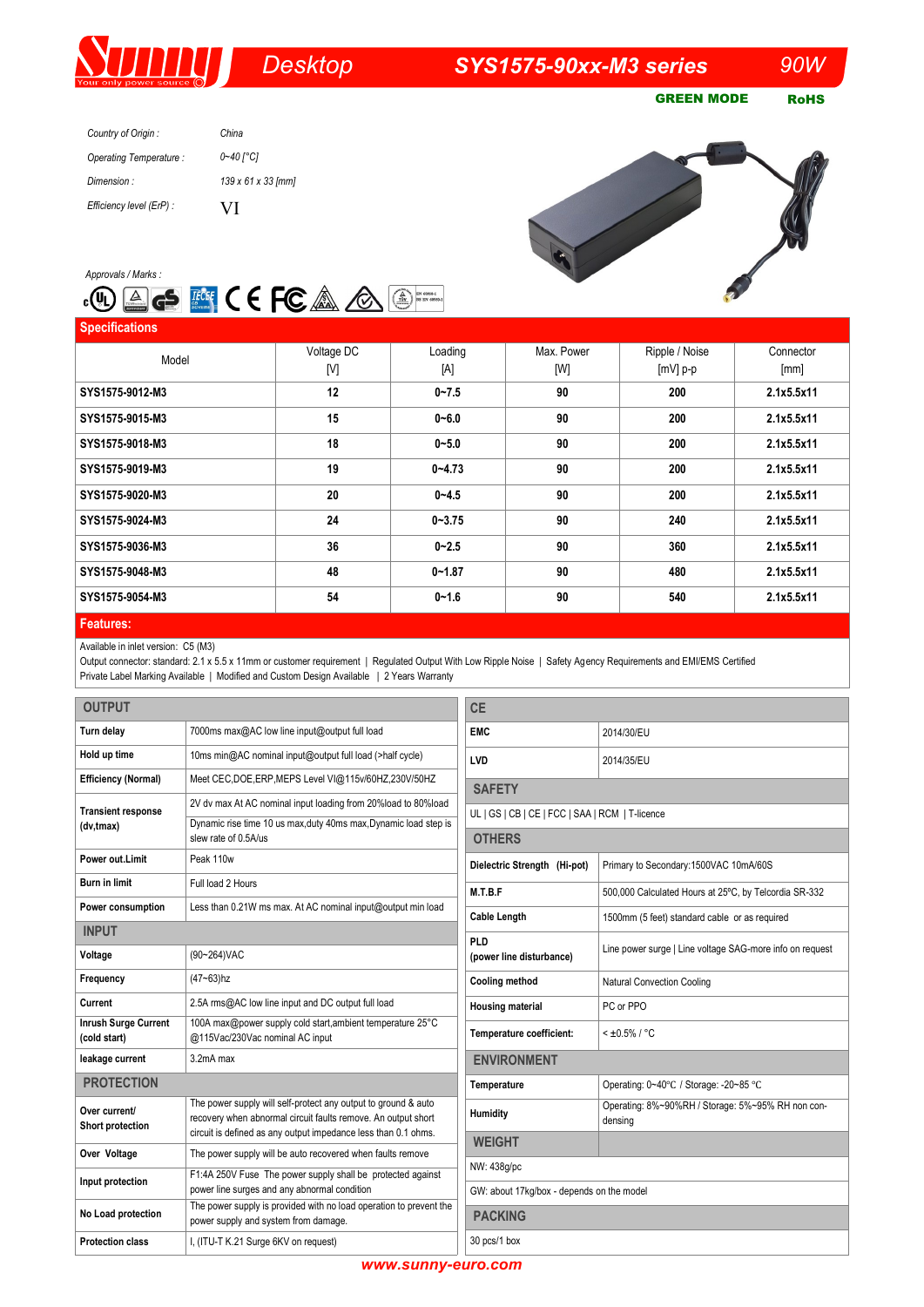# Desktop SYS1575-90xx-M3 series 90W

**GREEN MODE** **RoHS**

*Country of Origin :* *China*

*Operating Temperature :* *0~40 [°C]*

*Dimension :* *139 x 61 x 33 [mm]*

*Efficiency level (ErP) :* VI

*Approvals / Marks :*

## Specifications

| Model | Voltage DC [V] | Loading [A] | Max. Power [W] | Ripple / Noise [mV] p-p | Connector [mm] |
|---|---|---|---|---|---|
| **SYS1575-9012-M3** | **12** | **0~7.5** | **90** | **200** | **2.1x5.5x11** |
| **SYS1575-9015-M3** | **15** | **0~6.0** | **90** | **200** | **2.1x5.5x11** |
| **SYS1575-9018-M3** | **18** | **0~5.0** | **90** | **200** | **2.1x5.5x11** |
| **SYS1575-9019-M3** | **19** | **0~4.73** | **90** | **200** | **2.1x5.5x11** |
| **SYS1575-9020-M3** | **20** | **0~4.5** | **90** | **200** | **2.1x5.5x11** |
| **SYS1575-9024-M3** | **24** | **0~3.75** | **90** | **240** | **2.1x5.5x11** |
| **SYS1575-9036-M3** | **36** | **0~2.5** | **90** | **360** | **2.1x5.5x11** |
| **SYS1575-9048-M3** | **48** | **0~1.87** | **90** | **480** | **2.1x5.5x11** |
| **SYS1575-9054-M3** | **54** | **0~1.6** | **90** | **540** | **2.1x5.5x11** |

## Features:

Available in inlet version: C5 (M3)
Output connector: standard: 2.1 x 5.5 x 11mm or customer requirement | Regulated Output With Low Ripple Noise | Safety Agency Requirements and EMI/EMS Certified
Private Label Marking Available | Modified and Custom Design Available | 2 Years Warranty

## OUTPUT

| | |
|---|---|
| **Turn delay** | 7000ms max@AC low line input@output full load |
| **Hold up time** | 10ms min@AC nominal input@output full load (>half cycle) |
| **Efficiency (Normal)** | Meet CEC,DOE,ERP,MEPS Level VI@115v/60HZ,230V/50HZ |
| **Transient response (dv,tmax)** | 2V dv max At AC nominal input loading from 20%load to 80%load<br>Dynamic rise time 10 us max,duty 40ms max,Dynamic load step is slew rate of 0.5A/us |
| **Power out.Limit** | Peak 110w |
| **Burn in limit** | Full load 2 Hours |
| **Power consumption** | Less than 0.21W ms max. At AC nominal input@output min load |

## INPUT

| | |
|---|---|
| **Voltage** | (90~264)VAC |
| **Frequency** | (47~63)hz |
| **Current** | 2.5A rms@AC low line input and DC output full load |
| **Inrush Surge Current (cold start)** | 100A max@power supply cold start,ambient temperature 25°C @115Vac/230Vac nominal AC input |
| **leakage current** | 3.2mA max |

## PROTECTION

| | |
|---|---|
| **Over current/ Short protection** | The power supply will self-protect any output to ground & auto recovery when abnormal circuit faults remove. An output short circuit is defined as any output impedance less than 0.1 ohms. |
| **Over Voltage** | The power supply will be auto recovered when faults remove |
| **Input protection** | F1:4A 250V Fuse The power supply shall be protected against power line surges and any abnormal condition |
| **No Load protection** | The power supply is provided with no load operation to prevent the power supply and system from damage. |
| **Protection class** | I, (ITU-T K.21 Surge 6KV on request) |

## CE

| | |
|---|---|
| **EMC** | 2014/30/EU |
| **LVD** | 2014/35/EU |

## SAFETY

UL | GS | CB | CE | FCC | SAA | RCM | T-licence

## OTHERS

| | |
|---|---|
| **Dielectric Strength (Hi-pot)** | Primary to Secondary:1500VAC 10mA/60S |
| **M.T.B.F** | 500,000 Calculated Hours at 25°C, by Telcordia SR-332 |
| **Cable Length** | 1500mm (5 feet) standard cable or as required |
| **PLD (power line disturbance)** | Line power surge \| Line voltage SAG-more info on request |
| **Cooling method** | Natural Convection Cooling |
| **Housing material** | PC or PPO |
| **Temperature coefficient:** | < ±0.5% / °C |

## ENVIRONMENT

| | |
|---|---|
| **Temperature** | Operating: 0~40°C / Storage: -20~85 °C |
| **Humidity** | Operating: 8%~90%RH / Storage: 5%~95% RH non condensing |

## WEIGHT

NW: 438g/pc

GW: about 17kg/box - depends on the model

## PACKING

30 pcs/1 box

www.sunny-euro.com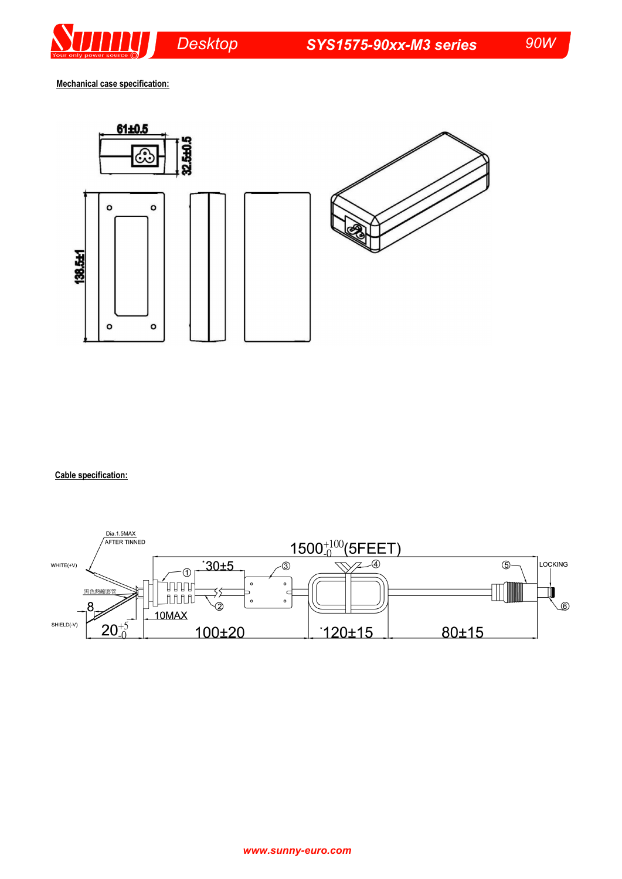## Mechanical case specification:

61±0.5

32.5±0.5

138.5±1

## Cable specification:

Dia.1.5MAX
AFTER TINNED

WHITE(+V)

黑色熱縮套管

SHIELD(-V)

8

$20^{+5}_{-0}$

$1500^{+100}_{-0}$(5FEET)

30±5

10MAX

100±20

120±15

80±15

LOCKING

①
②
③
④
⑤
⑥